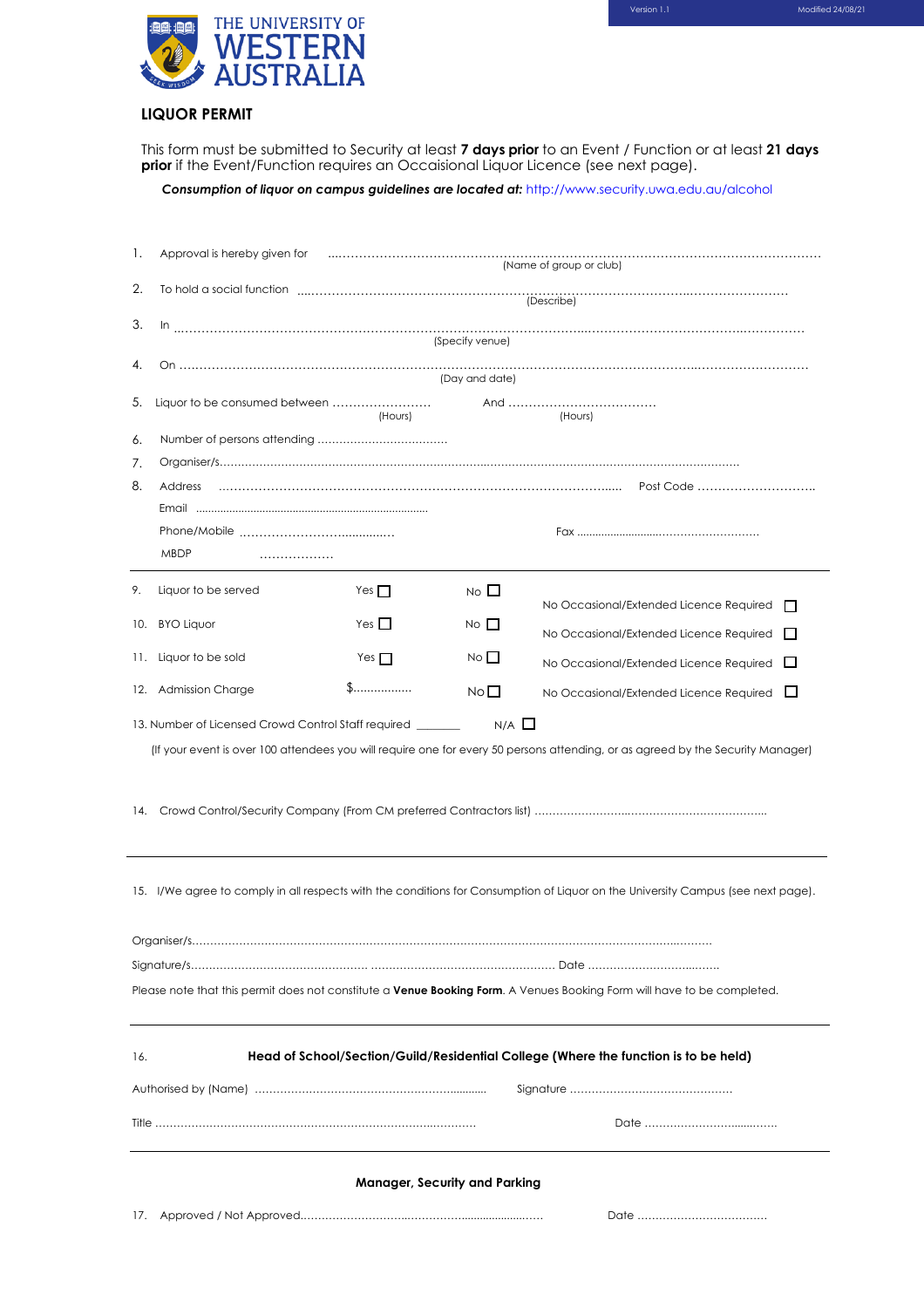THE UNIVERSITY OF WESTERN AUSTRALIA

Version 1.1 Modified 24/08/21

# LIQUOR PERMIT

This form must be submitted to Security at least **7 days prior** to an Event / Function or at least **21 days prior** if the Event/Function requires an Occaisional Liquor Licence (see next page).

***Consumption of liquor on campus guidelines are located at:*** http://www.security.uwa.edu.au/alcohol

1. Approval is hereby given for ................................................................................................................ (Name of group or club)
2. To hold a social function ................................................................................................................ (Describe)
3. In ................................................................................................................ (Specify venue)
4. On ................................................................................................................ (Day and date)
5. Liquor to be consumed between ........................ (Hours) And .................................... (Hours)
6. Number of persons attending ....................................
7. Organiser/s................................................................................................................
8. Address ................................................................................................ Post Code ............................

   Email ..........................................................................

   Phone/Mobile ........................................ Fax ........................................................

   MBDP ..................

---

| | | | | |
|---|---|---|---|---|
| 9. Liquor to be served | Yes ☐ | No ☐ | No Occasional/Extended Licence Required | ☐ |
| 10. BYO Liquor | Yes ☐ | No ☐ | No Occasional/Extended Licence Required | ☐ |
| 11. Liquor to be sold | Yes ☐ | No ☐ | No Occasional/Extended Licence Required | ☐ |
| 12. Admission Charge | $................ | No ☐ | No Occasional/Extended Licence Required | ☐ |

13. Number of Licensed Crowd Control Staff required _______ N/A ☐

(If your event is over 100 attendees you will require one for every 50 persons attending, or as agreed by the Security Manager)

14. Crowd Control/Security Company (From CM preferred Contractors list) ..........................................................................

---

15. I/We agree to comply in all respects with the conditions for Consumption of Liquor on the University Campus (see next page).

Organiser/s................................................................................................................

Signature/s................................................. ................................................. Date ....................................

Please note that this permit does not constitute a **Venue Booking Form**. A Venues Booking Form will have to be completed.

---

16. **Head of School/Section/Guild/Residential College (Where the function is to be held)**

Authorised by (Name) ................................................................ Signature ............................................

Title ........................................................................................ Date ....................................

---

**Manager, Security and Parking**

17. Approved / Not Approved................................................................ Date ...................................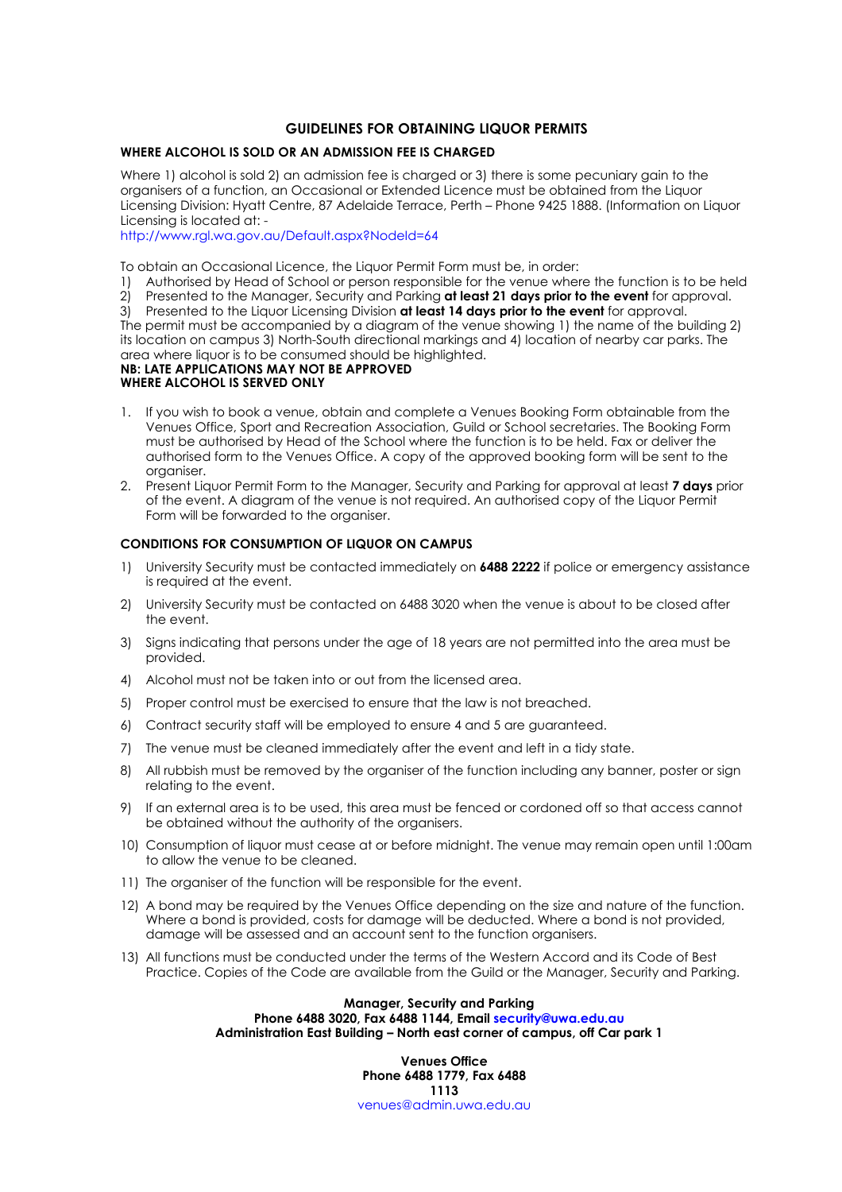## GUIDELINES FOR OBTAINING LIQUOR PERMITS

### WHERE ALCOHOL IS SOLD OR AN ADMISSION FEE IS CHARGED

Where 1) alcohol is sold 2) an admission fee is charged or 3) there is some pecuniary gain to the organisers of a function, an Occasional or Extended Licence must be obtained from the Liquor Licensing Division: Hyatt Centre, 87 Adelaide Terrace, Perth – Phone 9425 1888. (Information on Liquor Licensing is located at: -
http://www.rgl.wa.gov.au/Default.aspx?NodeId=64

To obtain an Occasional Licence, the Liquor Permit Form must be, in order:
1) Authorised by Head of School or person responsible for the venue where the function is to be held
2) Presented to the Manager, Security and Parking **at least 21 days prior to the event** for approval.
3) Presented to the Liquor Licensing Division **at least 14 days prior to the event** for approval.

The permit must be accompanied by a diagram of the venue showing 1) the name of the building 2) its location on campus 3) North-South directional markings and 4) location of nearby car parks. The area where liquor is to be consumed should be highlighted.

**NB: LATE APPLICATIONS MAY NOT BE APPROVED**

### WHERE ALCOHOL IS SERVED ONLY

1. If you wish to book a venue, obtain and complete a Venues Booking Form obtainable from the Venues Office, Sport and Recreation Association, Guild or School secretaries. The Booking Form must be authorised by Head of the School where the function is to be held. Fax or deliver the authorised form to the Venues Office. A copy of the approved booking form will be sent to the organiser.
2. Present Liquor Permit Form to the Manager, Security and Parking for approval at least **7 days** prior of the event. A diagram of the venue is not required. An authorised copy of the Liquor Permit Form will be forwarded to the organiser.

### CONDITIONS FOR CONSUMPTION OF LIQUOR ON CAMPUS

1) University Security must be contacted immediately on **6488 2222** if police or emergency assistance is required at the event.
2) University Security must be contacted on 6488 3020 when the venue is about to be closed after the event.
3) Signs indicating that persons under the age of 18 years are not permitted into the area must be provided.
4) Alcohol must not be taken into or out from the licensed area.
5) Proper control must be exercised to ensure that the law is not breached.
6) Contract security staff will be employed to ensure 4 and 5 are guaranteed.
7) The venue must be cleaned immediately after the event and left in a tidy state.
8) All rubbish must be removed by the organiser of the function including any banner, poster or sign relating to the event.
9) If an external area is to be used, this area must be fenced or cordoned off so that access cannot be obtained without the authority of the organisers.
10) Consumption of liquor must cease at or before midnight. The venue may remain open until 1:00am to allow the venue to be cleaned.
11) The organiser of the function will be responsible for the event.
12) A bond may be required by the Venues Office depending on the size and nature of the function. Where a bond is provided, costs for damage will be deducted. Where a bond is not provided, damage will be assessed and an account sent to the function organisers.
13) All functions must be conducted under the terms of the Western Accord and its Code of Best Practice. Copies of the Code are available from the Guild or the Manager, Security and Parking.

**Manager, Security and Parking**
**Phone 6488 3020, Fax 6488 1144, Email security@uwa.edu.au**
**Administration East Building – North east corner of campus, off Car park 1**

**Venues Office**
**Phone 6488 1779, Fax 6488 1113**
venues@admin.uwa.edu.au